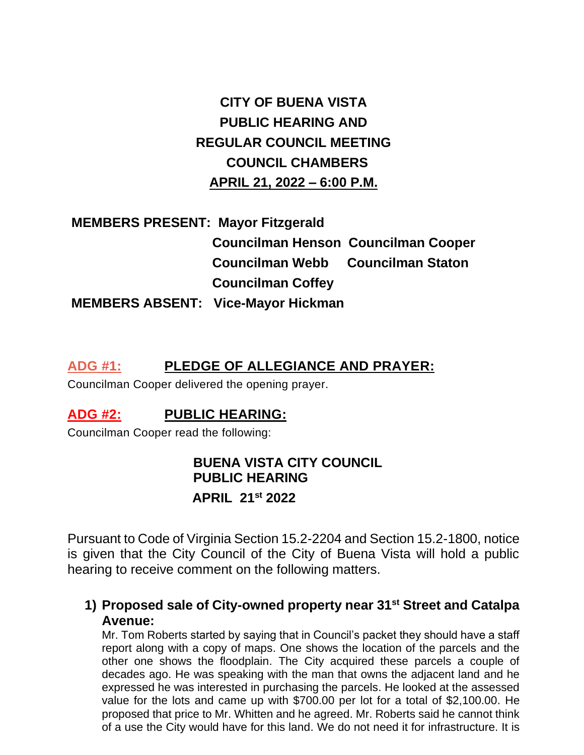# CITY OF BUENA VISTA
# PUBLIC HEARING AND
# REGULAR COUNCIL MEETING
# COUNCIL CHAMBERS
# APRIL 21, 2022 – 6:00 P.M.

**MEMBERS PRESENT:** **Mayor Fitzgerald**
**Councilman Henson** **Councilman Cooper**
**Councilman Webb** **Councilman Staton**
**Councilman Coffey**

**MEMBERS ABSENT:** **Vice-Mayor Hickman**

## ADG #1: PLEDGE OF ALLEGIANCE AND PRAYER:

Councilman Cooper delivered the opening prayer.

## ADG #2: PUBLIC HEARING:

Councilman Cooper read the following:

**BUENA VISTA CITY COUNCIL**
**PUBLIC HEARING**
**APRIL 21st 2022**

Pursuant to Code of Virginia Section 15.2-2204 and Section 15.2-1800, notice is given that the City Council of the City of Buena Vista will hold a public hearing to receive comment on the following matters.

1) **Proposed sale of City-owned property near 31st Street and Catalpa Avenue:**
Mr. Tom Roberts started by saying that in Council's packet they should have a staff report along with a copy of maps. One shows the location of the parcels and the other one shows the floodplain. The City acquired these parcels a couple of decades ago. He was speaking with the man that owns the adjacent land and he expressed he was interested in purchasing the parcels. He looked at the assessed value for the lots and came up with $700.00 per lot for a total of $2,100.00. He proposed that price to Mr. Whitten and he agreed. Mr. Roberts said he cannot think of a use the City would have for this land. We do not need it for infrastructure. It is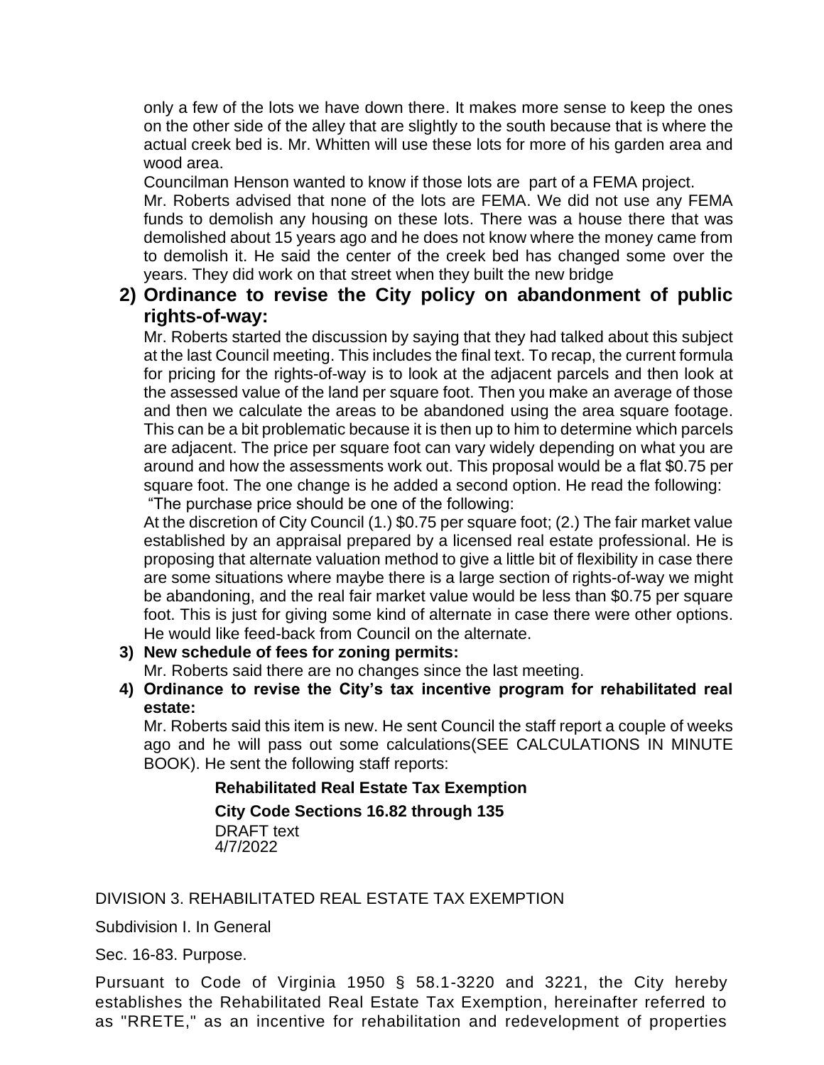only a few of the lots we have down there. It makes more sense to keep the ones on the other side of the alley that are slightly to the south because that is where the actual creek bed is. Mr. Whitten will use these lots for more of his garden area and wood area.

Councilman Henson wanted to know if those lots are part of a FEMA project.

Mr. Roberts advised that none of the lots are FEMA. We did not use any FEMA funds to demolish any housing on these lots. There was a house there that was demolished about 15 years ago and he does not know where the money came from to demolish it. He said the center of the creek bed has changed some over the years. They did work on that street when they built the new bridge

**2) Ordinance to revise the City policy on abandonment of public rights-of-way:**

Mr. Roberts started the discussion by saying that they had talked about this subject at the last Council meeting. This includes the final text. To recap, the current formula for pricing for the rights-of-way is to look at the adjacent parcels and then look at the assessed value of the land per square foot. Then you make an average of those and then we calculate the areas to be abandoned using the area square footage. This can be a bit problematic because it is then up to him to determine which parcels are adjacent. The price per square foot can vary widely depending on what you are around and how the assessments work out. This proposal would be a flat $0.75 per square foot. The one change is he added a second option. He read the following:

"The purchase price should be one of the following:

At the discretion of City Council (1.) $0.75 per square foot; (2.) The fair market value established by an appraisal prepared by a licensed real estate professional. He is proposing that alternate valuation method to give a little bit of flexibility in case there are some situations where maybe there is a large section of rights-of-way we might be abandoning, and the real fair market value would be less than $0.75 per square foot. This is just for giving some kind of alternate in case there were other options. He would like feed-back from Council on the alternate.

**3) New schedule of fees for zoning permits:**

Mr. Roberts said there are no changes since the last meeting.

**4) Ordinance to revise the City's tax incentive program for rehabilitated real estate:**

Mr. Roberts said this item is new. He sent Council the staff report a couple of weeks ago and he will pass out some calculations(SEE CALCULATIONS IN MINUTE BOOK). He sent the following staff reports:

**Rehabilitated Real Estate Tax Exemption**

**City Code Sections 16.82 through 135**

DRAFT text
4/7/2022

DIVISION 3. REHABILITATED REAL ESTATE TAX EXEMPTION

Subdivision I. In General

Sec. 16-83. Purpose.

Pursuant to Code of Virginia 1950 § 58.1-3220 and 3221, the City hereby establishes the Rehabilitated Real Estate Tax Exemption, hereinafter referred to as "RRETE," as an incentive for rehabilitation and redevelopment of properties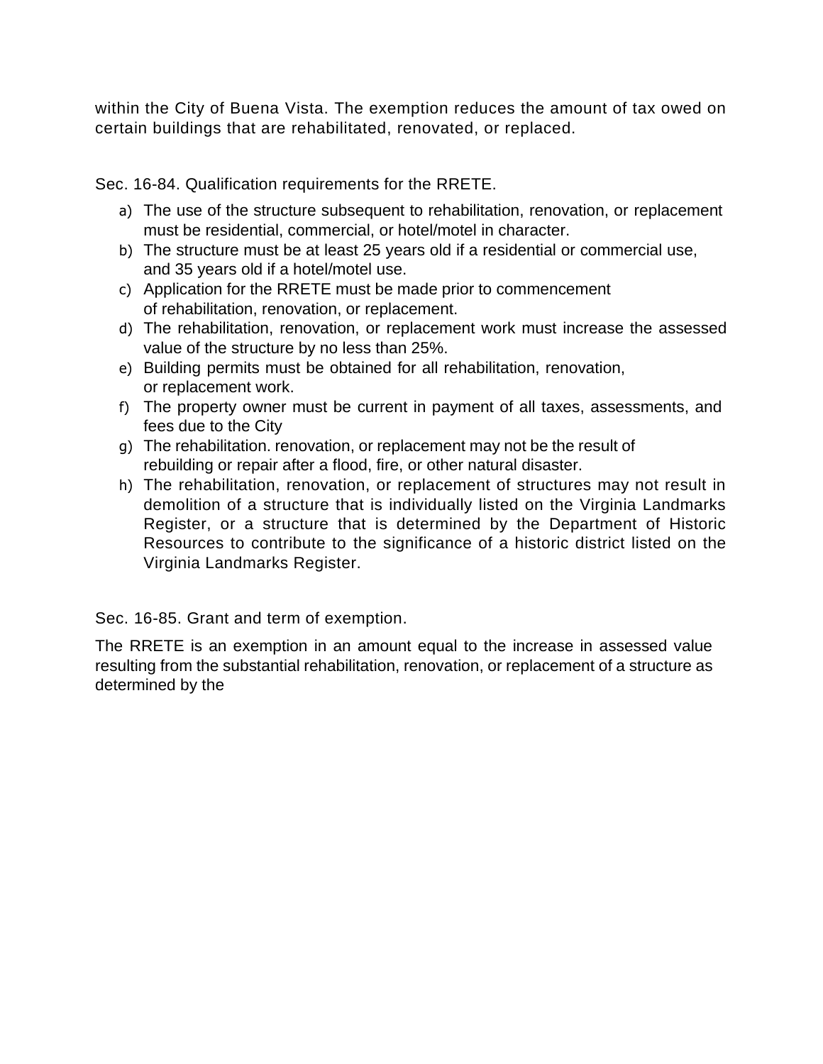within the City of Buena Vista. The exemption reduces the amount of tax owed on certain buildings that are rehabilitated, renovated, or replaced.

## Sec. 16-84. Qualification requirements for the RRETE.

a) The use of the structure subsequent to rehabilitation, renovation, or replacement must be residential, commercial, or hotel/motel in character.
b) The structure must be at least 25 years old if a residential or commercial use, and 35 years old if a hotel/motel use.
c) Application for the RRETE must be made prior to commencement of rehabilitation, renovation, or replacement.
d) The rehabilitation, renovation, or replacement work must increase the assessed value of the structure by no less than 25%.
e) Building permits must be obtained for all rehabilitation, renovation, or replacement work.
f) The property owner must be current in payment of all taxes, assessments, and fees due to the City
g) The rehabilitation. renovation, or replacement may not be the result of rebuilding or repair after a flood, fire, or other natural disaster.
h) The rehabilitation, renovation, or replacement of structures may not result in demolition of a structure that is individually listed on the Virginia Landmarks Register, or a structure that is determined by the Department of Historic Resources to contribute to the significance of a historic district listed on the Virginia Landmarks Register.

## Sec. 16-85. Grant and term of exemption.

The RRETE is an exemption in an amount equal to the increase in assessed value resulting from the substantial rehabilitation, renovation, or replacement of a structure as determined by the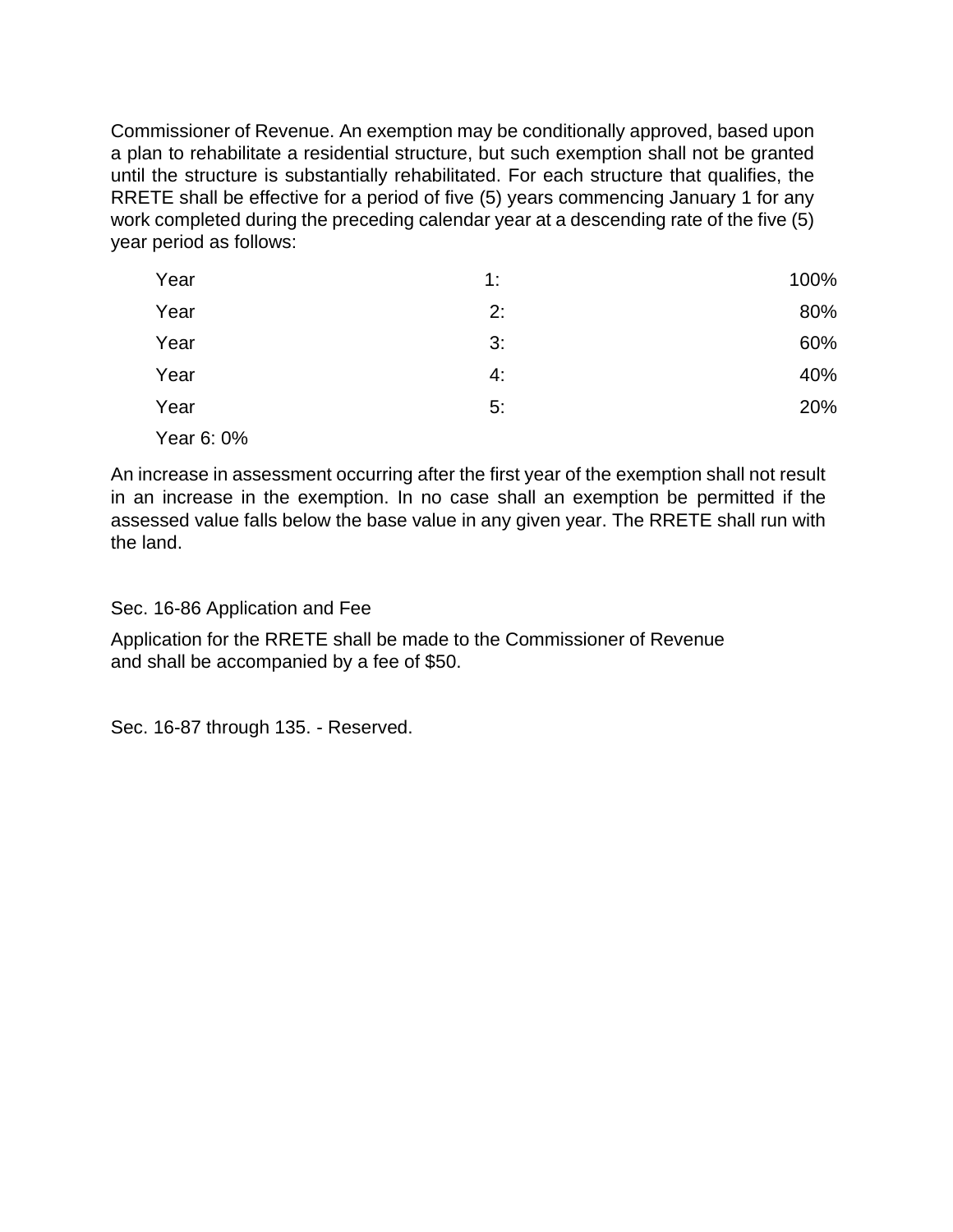Commissioner of Revenue. An exemption may be conditionally approved, based upon a plan to rehabilitate a residential structure, but such exemption shall not be granted until the structure is substantially rehabilitated. For each structure that qualifies, the RRETE shall be effective for a period of five (5) years commencing January 1 for any work completed during the preceding calendar year at a descending rate of the five (5) year period as follows:

Year 1: 100%

Year 2: 80%

Year 3: 60%

Year 4: 40%

Year 5: 20%

Year 6: 0%

An increase in assessment occurring after the first year of the exemption shall not result in an increase in the exemption. In no case shall an exemption be permitted if the assessed value falls below the base value in any given year. The RRETE shall run with the land.

Sec. 16-86 Application and Fee

Application for the RRETE shall be made to the Commissioner of Revenue and shall be accompanied by a fee of $50.

Sec. 16-87 through 135. - Reserved.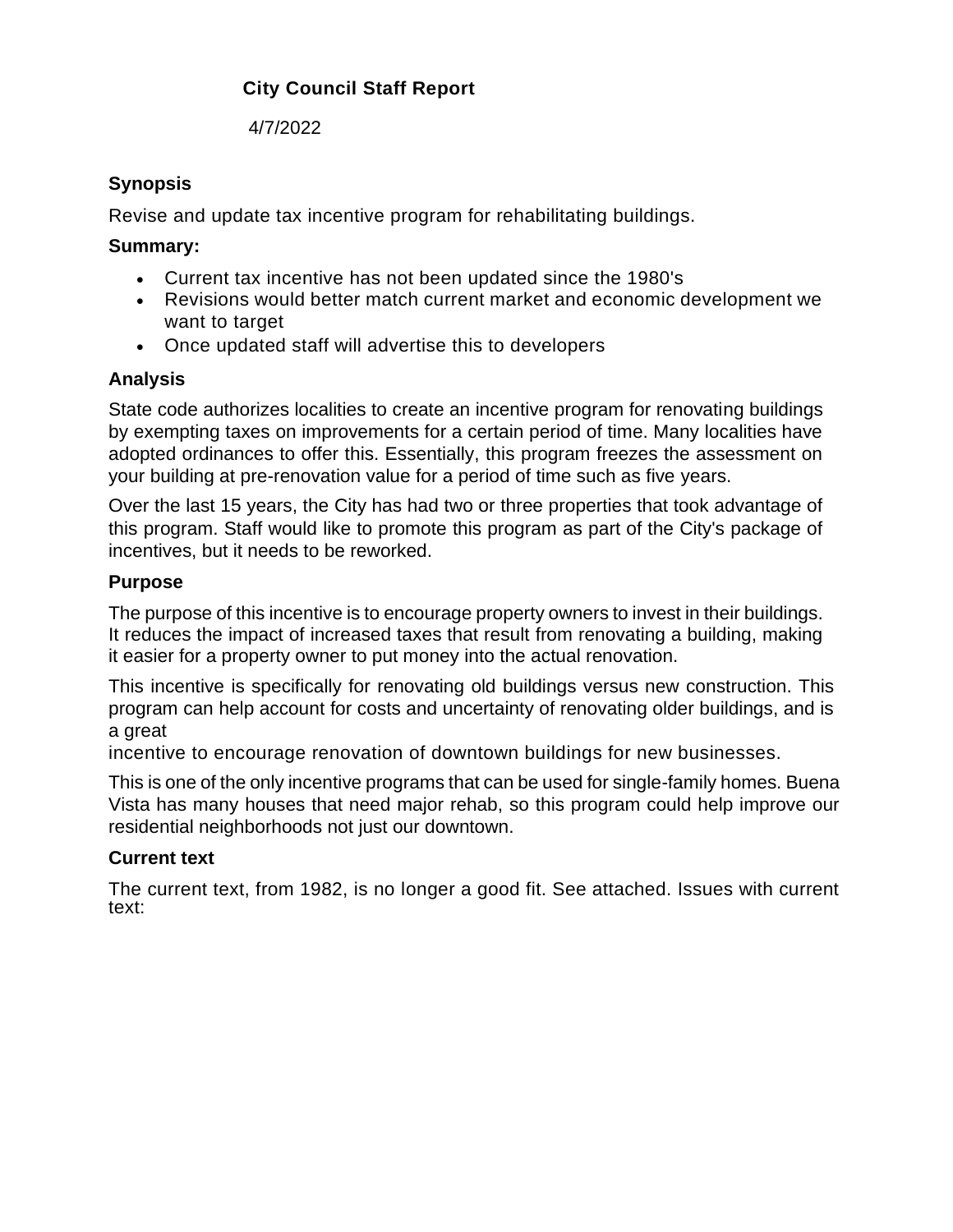**City Council Staff Report**

4/7/2022

**Synopsis**

Revise and update tax incentive program for rehabilitating buildings.

**Summary:**

- Current tax incentive has not been updated since the 1980's
- Revisions would better match current market and economic development we want to target
- Once updated staff will advertise this to developers

**Analysis**

State code authorizes localities to create an incentive program for renovating buildings by exempting taxes on improvements for a certain period of time. Many localities have adopted ordinances to offer this. Essentially, this program freezes the assessment on your building at pre-renovation value for a period of time such as five years.

Over the last 15 years, the City has had two or three properties that took advantage of this program. Staff would like to promote this program as part of the City's package of incentives, but it needs to be reworked.

**Purpose**

The purpose of this incentive is to encourage property owners to invest in their buildings. It reduces the impact of increased taxes that result from renovating a building, making it easier for a property owner to put money into the actual renovation.

This incentive is specifically for renovating old buildings versus new construction. This program can help account for costs and uncertainty of renovating older buildings, and is a great incentive to encourage renovation of downtown buildings for new businesses.

This is one of the only incentive programs that can be used for single-family homes. Buena Vista has many houses that need major rehab, so this program could help improve our residential neighborhoods not just our downtown.

**Current text**

The current text, from 1982, is no longer a good fit. See attached. Issues with current text: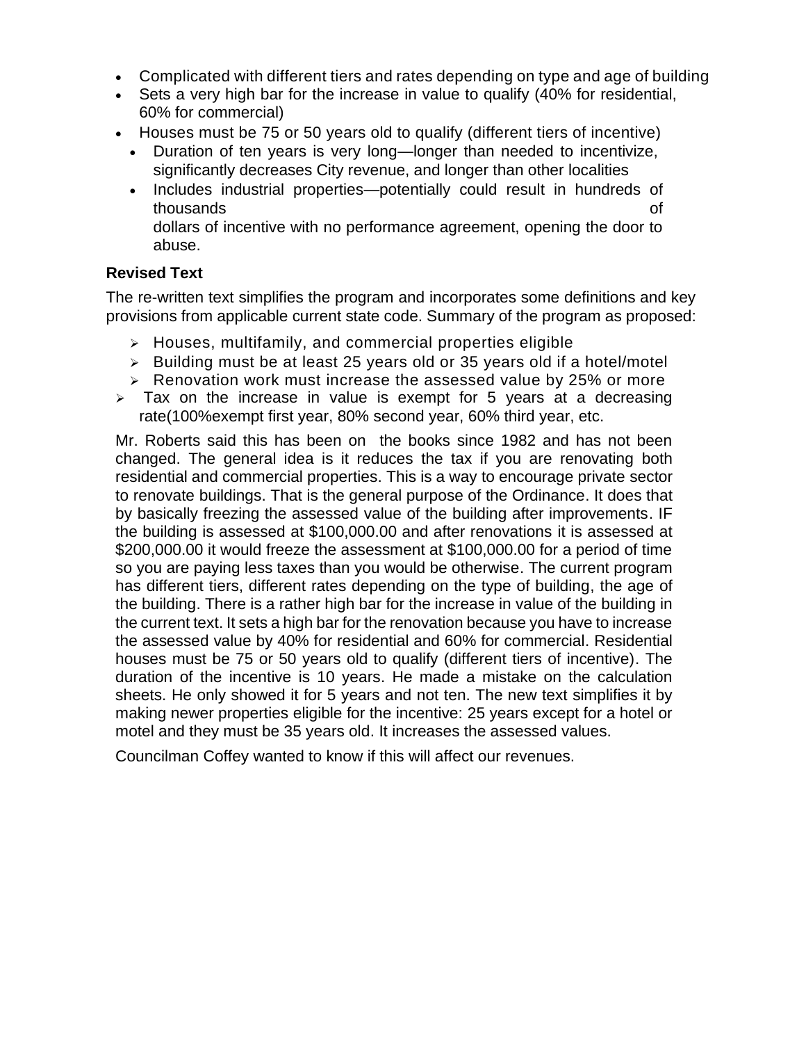- Complicated with different tiers and rates depending on type and age of building
- Sets a very high bar for the increase in value to qualify (40% for residential, 60% for commercial)
- Houses must be 75 or 50 years old to qualify (different tiers of incentive)
    - Duration of ten years is very long—longer than needed to incentivize, significantly decreases City revenue, and longer than other localities
    - Includes industrial properties—potentially could result in hundreds of thousands of dollars of incentive with no performance agreement, opening the door to abuse.

**Revised Text**

The re-written text simplifies the program and incorporates some definitions and key provisions from applicable current state code. Summary of the program as proposed:

- Houses, multifamily, and commercial properties eligible
- Building must be at least 25 years old or 35 years old if a hotel/motel
- Renovation work must increase the assessed value by 25% or more
- Tax on the increase in value is exempt for 5 years at a decreasing rate(100%exempt first year, 80% second year, 60% third year, etc.

Mr. Roberts said this has been on the books since 1982 and has not been changed. The general idea is it reduces the tax if you are renovating both residential and commercial properties. This is a way to encourage private sector to renovate buildings. That is the general purpose of the Ordinance. It does that by basically freezing the assessed value of the building after improvements. IF the building is assessed at $100,000.00 and after renovations it is assessed at $200,000.00 it would freeze the assessment at $100,000.00 for a period of time so you are paying less taxes than you would be otherwise. The current program has different tiers, different rates depending on the type of building, the age of the building. There is a rather high bar for the increase in value of the building in the current text. It sets a high bar for the renovation because you have to increase the assessed value by 40% for residential and 60% for commercial. Residential houses must be 75 or 50 years old to qualify (different tiers of incentive). The duration of the incentive is 10 years. He made a mistake on the calculation sheets. He only showed it for 5 years and not ten. The new text simplifies it by making newer properties eligible for the incentive: 25 years except for a hotel or motel and they must be 35 years old. It increases the assessed values.

Councilman Coffey wanted to know if this will affect our revenues.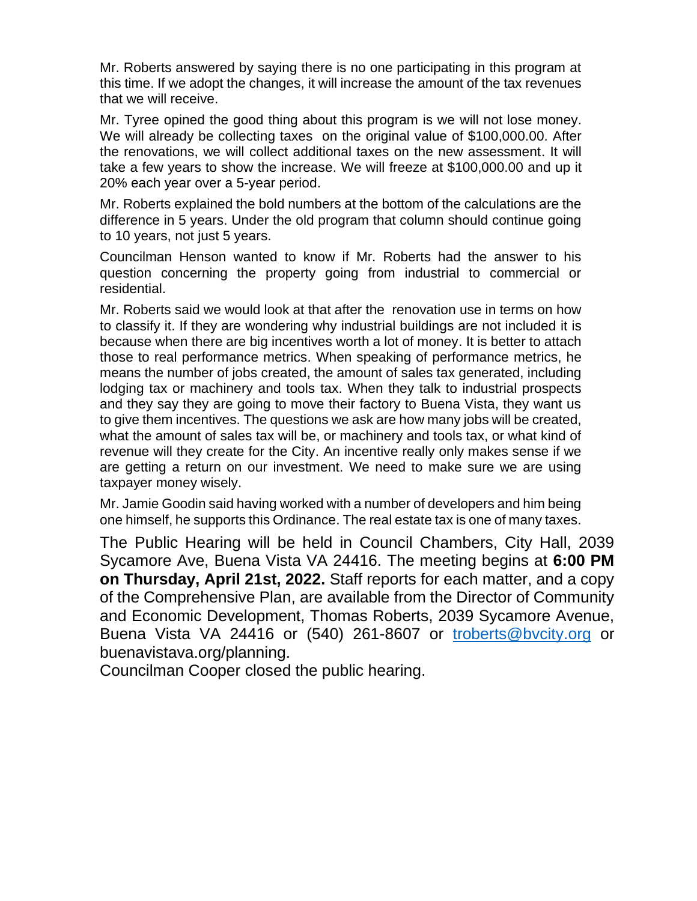Mr. Roberts answered by saying there is no one participating in this program at this time. If we adopt the changes, it will increase the amount of the tax revenues that we will receive.

Mr. Tyree opined the good thing about this program is we will not lose money. We will already be collecting taxes on the original value of $100,000.00. After the renovations, we will collect additional taxes on the new assessment. It will take a few years to show the increase. We will freeze at $100,000.00 and up it 20% each year over a 5-year period.

Mr. Roberts explained the bold numbers at the bottom of the calculations are the difference in 5 years. Under the old program that column should continue going to 10 years, not just 5 years.

Councilman Henson wanted to know if Mr. Roberts had the answer to his question concerning the property going from industrial to commercial or residential.

Mr. Roberts said we would look at that after the renovation use in terms on how to classify it. If they are wondering why industrial buildings are not included it is because when there are big incentives worth a lot of money. It is better to attach those to real performance metrics. When speaking of performance metrics, he means the number of jobs created, the amount of sales tax generated, including lodging tax or machinery and tools tax. When they talk to industrial prospects and they say they are going to move their factory to Buena Vista, they want us to give them incentives. The questions we ask are how many jobs will be created, what the amount of sales tax will be, or machinery and tools tax, or what kind of revenue will they create for the City. An incentive really only makes sense if we are getting a return on our investment. We need to make sure we are using taxpayer money wisely.

Mr. Jamie Goodin said having worked with a number of developers and him being one himself, he supports this Ordinance. The real estate tax is one of many taxes.

The Public Hearing will be held in Council Chambers, City Hall, 2039 Sycamore Ave, Buena Vista VA 24416. The meeting begins at **6:00 PM on Thursday, April 21st, 2022.** Staff reports for each matter, and a copy of the Comprehensive Plan, are available from the Director of Community and Economic Development, Thomas Roberts, 2039 Sycamore Avenue, Buena Vista VA 24416 or (540) 261-8607 or troberts@bvcity.org or buenavistava.org/planning.

Councilman Cooper closed the public hearing.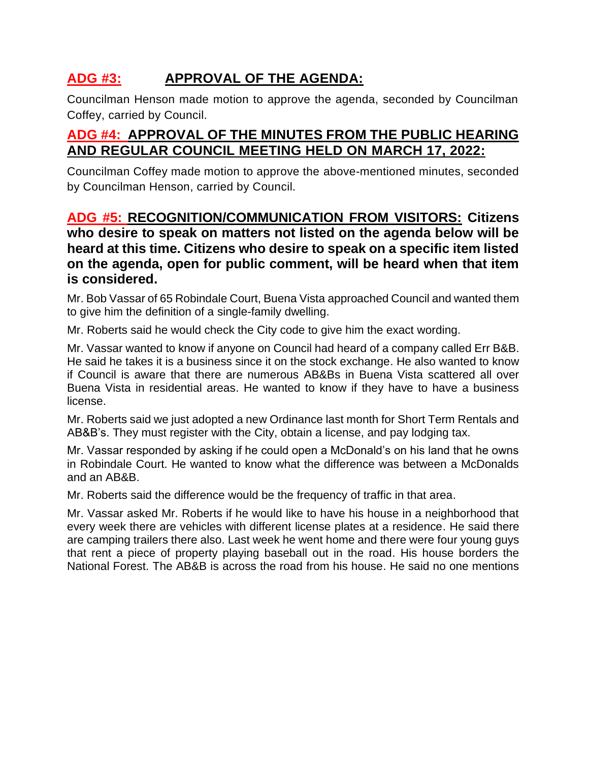## ADG #3: APPROVAL OF THE AGENDA:

Councilman Henson made motion to approve the agenda, seconded by Councilman Coffey, carried by Council.

## ADG #4: APPROVAL OF THE MINUTES FROM THE PUBLIC HEARING AND REGULAR COUNCIL MEETING HELD ON MARCH 17, 2022:

Councilman Coffey made motion to approve the above-mentioned minutes, seconded by Councilman Henson, carried by Council.

## ADG #5: RECOGNITION/COMMUNICATION FROM VISITORS: Citizens who desire to speak on matters not listed on the agenda below will be heard at this time. Citizens who desire to speak on a specific item listed on the agenda, open for public comment, will be heard when that item is considered.

Mr. Bob Vassar of 65 Robindale Court, Buena Vista approached Council and wanted them to give him the definition of a single-family dwelling.

Mr. Roberts said he would check the City code to give him the exact wording.

Mr. Vassar wanted to know if anyone on Council had heard of a company called Err B&B. He said he takes it is a business since it on the stock exchange. He also wanted to know if Council is aware that there are numerous AB&Bs in Buena Vista scattered all over Buena Vista in residential areas. He wanted to know if they have to have a business license.

Mr. Roberts said we just adopted a new Ordinance last month for Short Term Rentals and AB&B's. They must register with the City, obtain a license, and pay lodging tax.

Mr. Vassar responded by asking if he could open a McDonald's on his land that he owns in Robindale Court. He wanted to know what the difference was between a McDonalds and an AB&B.

Mr. Roberts said the difference would be the frequency of traffic in that area.

Mr. Vassar asked Mr. Roberts if he would like to have his house in a neighborhood that every week there are vehicles with different license plates at a residence. He said there are camping trailers there also. Last week he went home and there were four young guys that rent a piece of property playing baseball out in the road. His house borders the National Forest. The AB&B is across the road from his house. He said no one mentions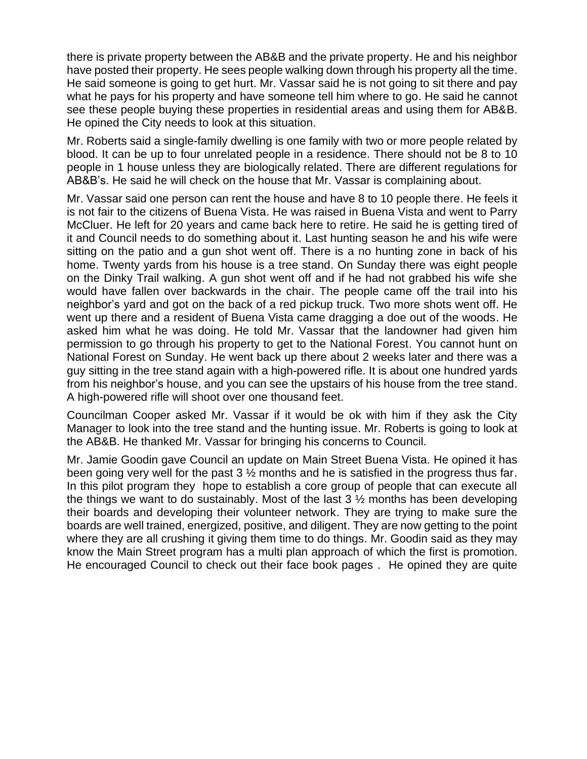there is private property between the AB&B and the private property. He and his neighbor have posted their property. He sees people walking down through his property all the time. He said someone is going to get hurt. Mr. Vassar said he is not going to sit there and pay what he pays for his property and have someone tell him where to go. He said he cannot see these people buying these properties in residential areas and using them for AB&B. He opined the City needs to look at this situation.

Mr. Roberts said a single-family dwelling is one family with two or more people related by blood. It can be up to four unrelated people in a residence. There should not be 8 to 10 people in 1 house unless they are biologically related. There are different regulations for AB&B's. He said he will check on the house that Mr. Vassar is complaining about.

Mr. Vassar said one person can rent the house and have 8 to 10 people there. He feels it is not fair to the citizens of Buena Vista. He was raised in Buena Vista and went to Parry McCluer. He left for 20 years and came back here to retire. He said he is getting tired of it and Council needs to do something about it. Last hunting season he and his wife were sitting on the patio and a gun shot went off. There is a no hunting zone in back of his home. Twenty yards from his house is a tree stand. On Sunday there was eight people on the Dinky Trail walking. A gun shot went off and if he had not grabbed his wife she would have fallen over backwards in the chair. The people came off the trail into his neighbor's yard and got on the back of a red pickup truck. Two more shots went off. He went up there and a resident of Buena Vista came dragging a doe out of the woods. He asked him what he was doing. He told Mr. Vassar that the landowner had given him permission to go through his property to get to the National Forest. You cannot hunt on National Forest on Sunday. He went back up there about 2 weeks later and there was a guy sitting in the tree stand again with a high-powered rifle. It is about one hundred yards from his neighbor's house, and you can see the upstairs of his house from the tree stand. A high-powered rifle will shoot over one thousand feet.

Councilman Cooper asked Mr. Vassar if it would be ok with him if they ask the City Manager to look into the tree stand and the hunting issue. Mr. Roberts is going to look at the AB&B. He thanked Mr. Vassar for bringing his concerns to Council.

Mr. Jamie Goodin gave Council an update on Main Street Buena Vista. He opined it has been going very well for the past 3 ½ months and he is satisfied in the progress thus far. In this pilot program they hope to establish a core group of people that can execute all the things we want to do sustainably. Most of the last 3 ½ months has been developing their boards and developing their volunteer network. They are trying to make sure the boards are well trained, energized, positive, and diligent. They are now getting to the point where they are all crushing it giving them time to do things. Mr. Goodin said as they may know the Main Street program has a multi plan approach of which the first is promotion. He encouraged Council to check out their face book pages . He opined they are quite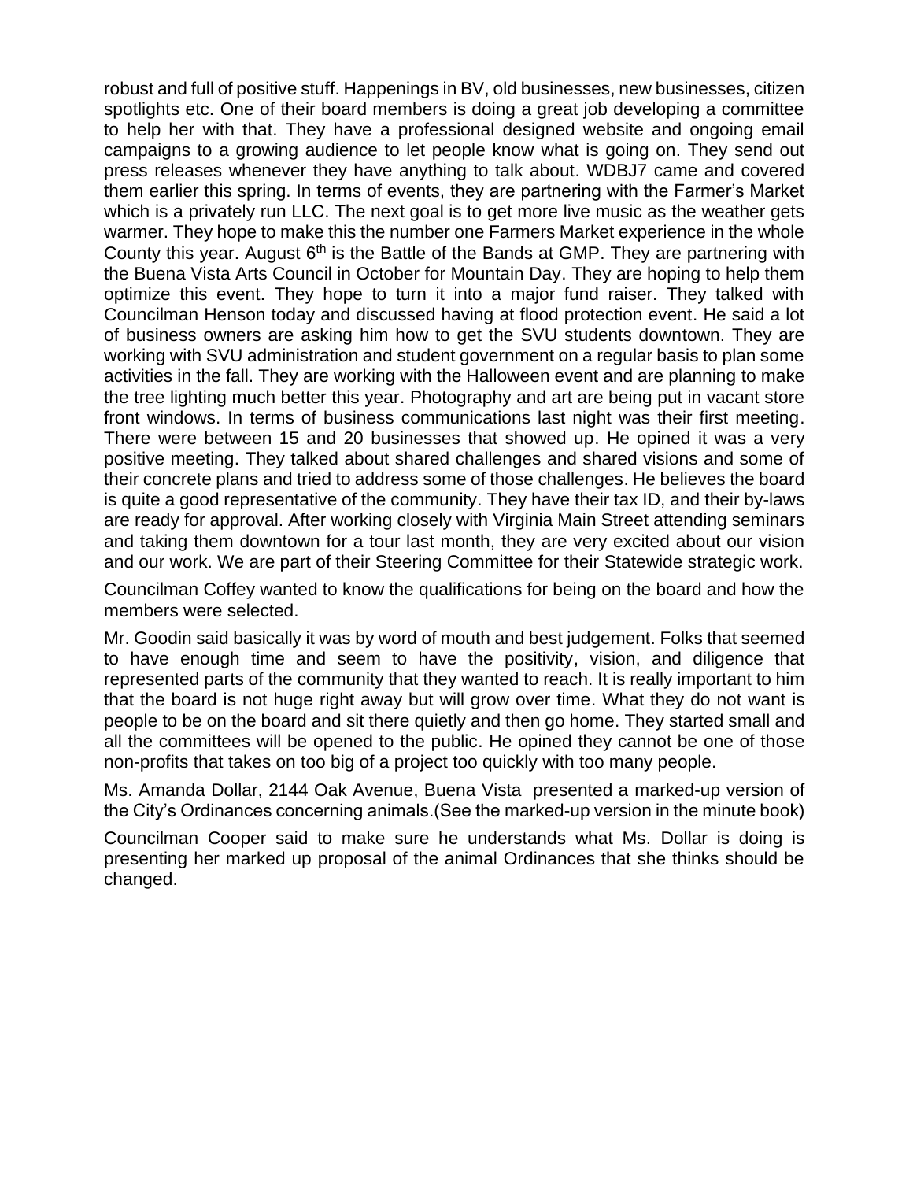robust and full of positive stuff. Happenings in BV, old businesses, new businesses, citizen spotlights etc. One of their board members is doing a great job developing a committee to help her with that. They have a professional designed website and ongoing email campaigns to a growing audience to let people know what is going on. They send out press releases whenever they have anything to talk about. WDBJ7 came and covered them earlier this spring. In terms of events, they are partnering with the Farmer's Market which is a privately run LLC. The next goal is to get more live music as the weather gets warmer. They hope to make this the number one Farmers Market experience in the whole County this year. August 6th is the Battle of the Bands at GMP. They are partnering with the Buena Vista Arts Council in October for Mountain Day. They are hoping to help them optimize this event. They hope to turn it into a major fund raiser. They talked with Councilman Henson today and discussed having at flood protection event. He said a lot of business owners are asking him how to get the SVU students downtown. They are working with SVU administration and student government on a regular basis to plan some activities in the fall. They are working with the Halloween event and are planning to make the tree lighting much better this year. Photography and art are being put in vacant store front windows. In terms of business communications last night was their first meeting. There were between 15 and 20 businesses that showed up. He opined it was a very positive meeting. They talked about shared challenges and shared visions and some of their concrete plans and tried to address some of those challenges. He believes the board is quite a good representative of the community. They have their tax ID, and their by-laws are ready for approval. After working closely with Virginia Main Street attending seminars and taking them downtown for a tour last month, they are very excited about our vision and our work. We are part of their Steering Committee for their Statewide strategic work.

Councilman Coffey wanted to know the qualifications for being on the board and how the members were selected.

Mr. Goodin said basically it was by word of mouth and best judgement. Folks that seemed to have enough time and seem to have the positivity, vision, and diligence that represented parts of the community that they wanted to reach. It is really important to him that the board is not huge right away but will grow over time. What they do not want is people to be on the board and sit there quietly and then go home. They started small and all the committees will be opened to the public. He opined they cannot be one of those non-profits that takes on too big of a project too quickly with too many people.

Ms. Amanda Dollar, 2144 Oak Avenue, Buena Vista presented a marked-up version of the City's Ordinances concerning animals.(See the marked-up version in the minute book)

Councilman Cooper said to make sure he understands what Ms. Dollar is doing is presenting her marked up proposal of the animal Ordinances that she thinks should be changed.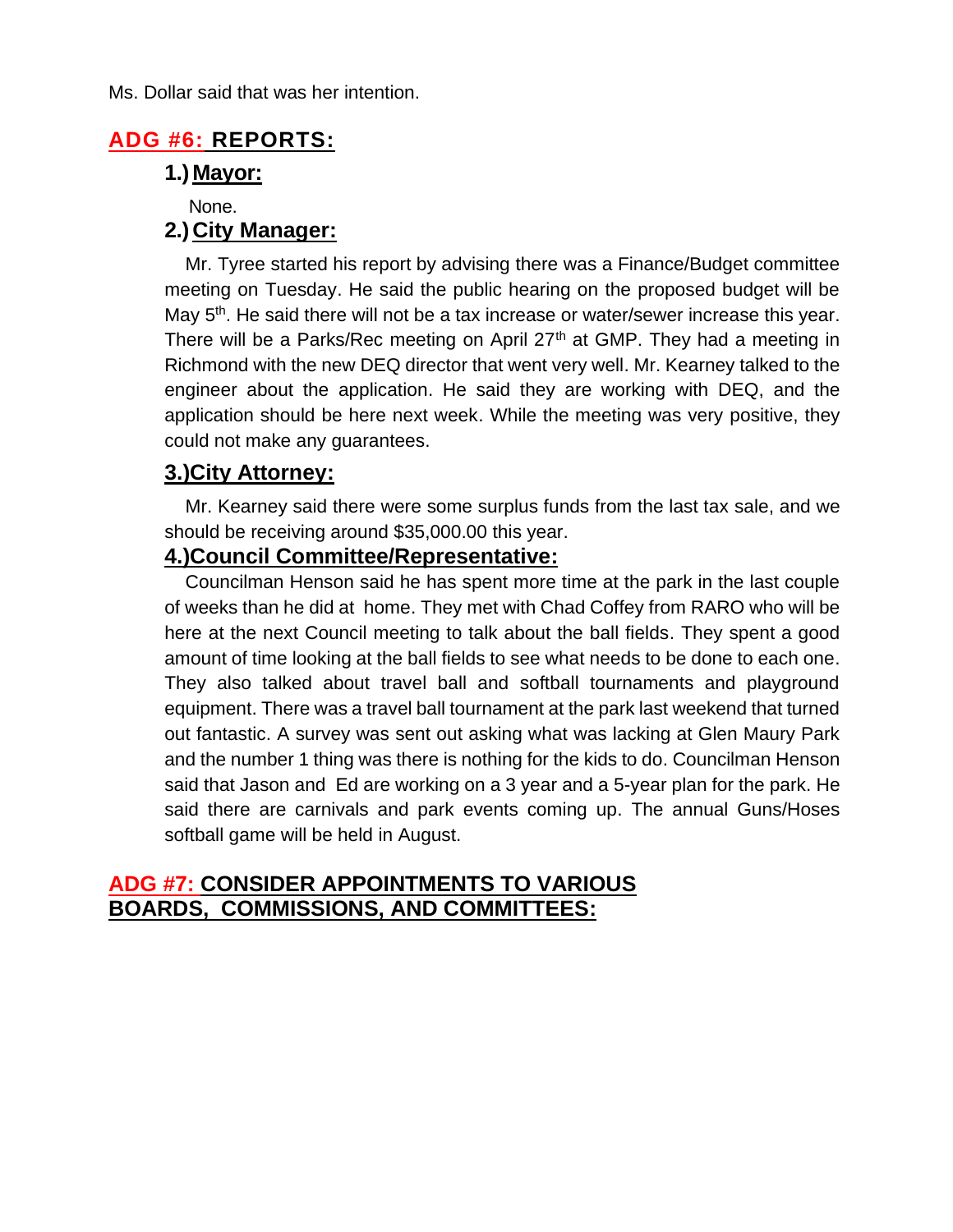Ms. Dollar said that was her intention.

## ADG #6: REPORTS:

### 1.) Mayor:

None.

### 2.) City Manager:

Mr. Tyree started his report by advising there was a Finance/Budget committee meeting on Tuesday. He said the public hearing on the proposed budget will be May 5th. He said there will not be a tax increase or water/sewer increase this year. There will be a Parks/Rec meeting on April 27th at GMP. They had a meeting in Richmond with the new DEQ director that went very well. Mr. Kearney talked to the engineer about the application. He said they are working with DEQ, and the application should be here next week. While the meeting was very positive, they could not make any guarantees.

### 3.) City Attorney:

Mr. Kearney said there were some surplus funds from the last tax sale, and we should be receiving around $35,000.00 this year.

### 4.) Council Committee/Representative:

Councilman Henson said he has spent more time at the park in the last couple of weeks than he did at home. They met with Chad Coffey from RARO who will be here at the next Council meeting to talk about the ball fields. They spent a good amount of time looking at the ball fields to see what needs to be done to each one. They also talked about travel ball and softball tournaments and playground equipment. There was a travel ball tournament at the park last weekend that turned out fantastic. A survey was sent out asking what was lacking at Glen Maury Park and the number 1 thing was there is nothing for the kids to do. Councilman Henson said that Jason and Ed are working on a 3 year and a 5-year plan for the park. He said there are carnivals and park events coming up. The annual Guns/Hoses softball game will be held in August.

## ADG #7: CONSIDER APPOINTMENTS TO VARIOUS BOARDS, COMMISSIONS, AND COMMITTEES: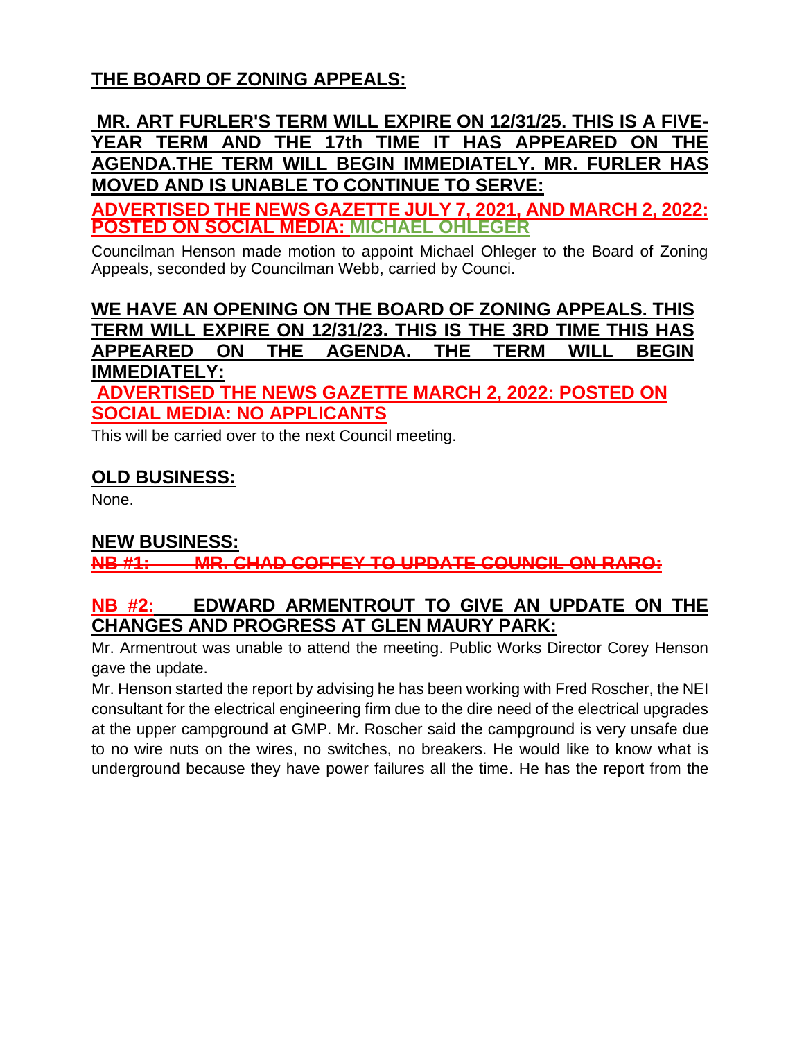## THE BOARD OF ZONING APPEALS:

**MR. ART FURLER'S TERM WILL EXPIRE ON 12/31/25. THIS IS A FIVE-YEAR TERM AND THE 17th TIME IT HAS APPEARED ON THE AGENDA.THE TERM WILL BEGIN IMMEDIATELY. MR. FURLER HAS MOVED AND IS UNABLE TO CONTINUE TO SERVE:**

**ADVERTISED THE NEWS GAZETTE JULY 7, 2021, AND MARCH 2, 2022: POSTED ON SOCIAL MEDIA: MICHAEL OHLEGER**

Councilman Henson made motion to appoint Michael Ohleger to the Board of Zoning Appeals, seconded by Councilman Webb, carried by Counci.

**WE HAVE AN OPENING ON THE BOARD OF ZONING APPEALS. THIS TERM WILL EXPIRE ON 12/31/23. THIS IS THE 3RD TIME THIS HAS APPEARED ON THE AGENDA. THE TERM WILL BEGIN IMMEDIATELY:**

**ADVERTISED THE NEWS GAZETTE MARCH 2, 2022: POSTED ON SOCIAL MEDIA: NO APPLICANTS**

This will be carried over to the next Council meeting.

## OLD BUSINESS:

None.

## NEW BUSINESS:

~~**NB #1: MR. CHAD COFFEY TO UPDATE COUNCIL ON RARO:**~~

**NB #2: EDWARD ARMENTROUT TO GIVE AN UPDATE ON THE CHANGES AND PROGRESS AT GLEN MAURY PARK:**

Mr. Armentrout was unable to attend the meeting. Public Works Director Corey Henson gave the update.

Mr. Henson started the report by advising he has been working with Fred Roscher, the NEI consultant for the electrical engineering firm due to the dire need of the electrical upgrades at the upper campground at GMP. Mr. Roscher said the campground is very unsafe due to no wire nuts on the wires, no switches, no breakers. He would like to know what is underground because they have power failures all the time. He has the report from the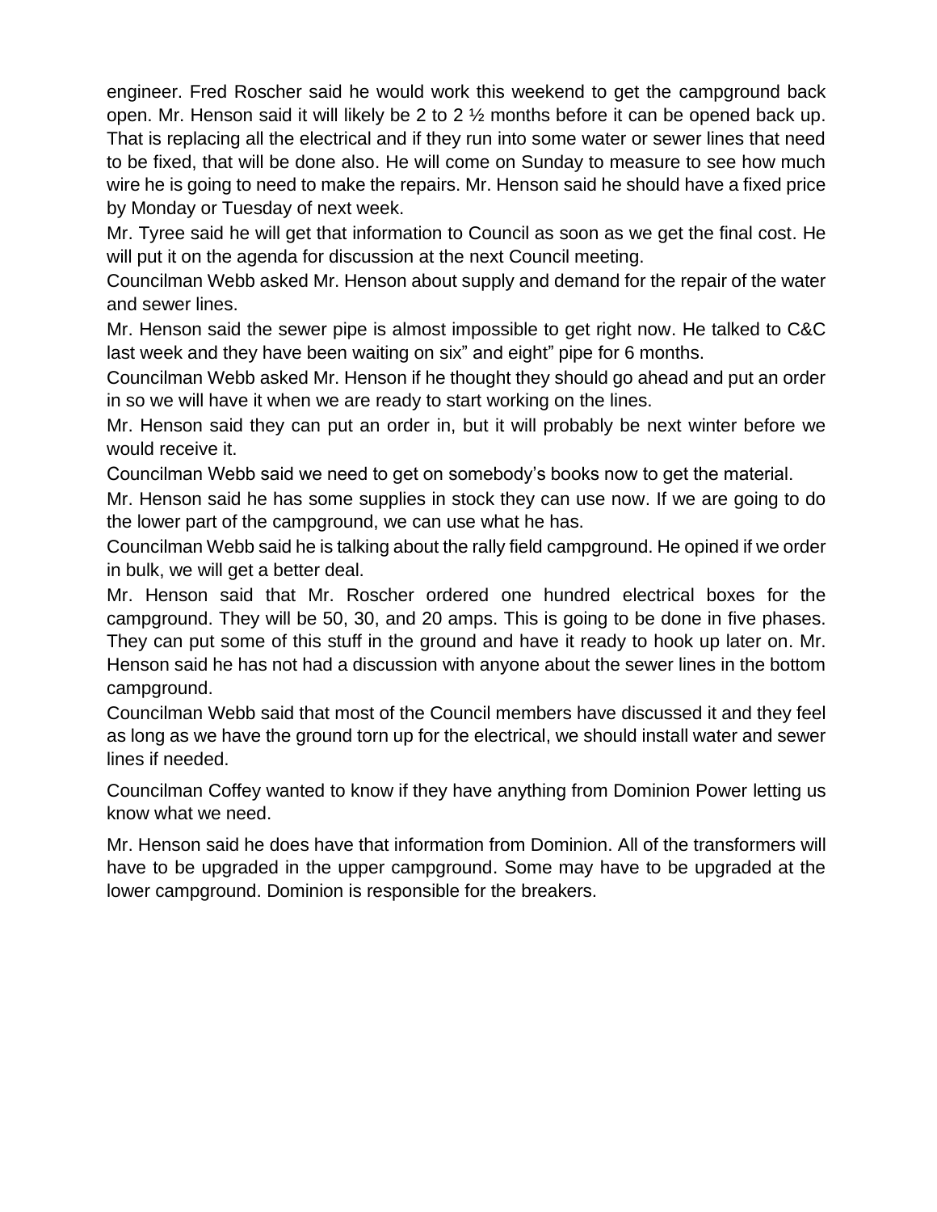engineer. Fred Roscher said he would work this weekend to get the campground back open. Mr. Henson said it will likely be 2 to 2 ½ months before it can be opened back up. That is replacing all the electrical and if they run into some water or sewer lines that need to be fixed, that will be done also. He will come on Sunday to measure to see how much wire he is going to need to make the repairs. Mr. Henson said he should have a fixed price by Monday or Tuesday of next week.

Mr. Tyree said he will get that information to Council as soon as we get the final cost. He will put it on the agenda for discussion at the next Council meeting.

Councilman Webb asked Mr. Henson about supply and demand for the repair of the water and sewer lines.

Mr. Henson said the sewer pipe is almost impossible to get right now. He talked to C&C last week and they have been waiting on six" and eight" pipe for 6 months.

Councilman Webb asked Mr. Henson if he thought they should go ahead and put an order in so we will have it when we are ready to start working on the lines.

Mr. Henson said they can put an order in, but it will probably be next winter before we would receive it.

Councilman Webb said we need to get on somebody's books now to get the material.

Mr. Henson said he has some supplies in stock they can use now. If we are going to do the lower part of the campground, we can use what he has.

Councilman Webb said he is talking about the rally field campground. He opined if we order in bulk, we will get a better deal.

Mr. Henson said that Mr. Roscher ordered one hundred electrical boxes for the campground. They will be 50, 30, and 20 amps. This is going to be done in five phases. They can put some of this stuff in the ground and have it ready to hook up later on. Mr. Henson said he has not had a discussion with anyone about the sewer lines in the bottom campground.

Councilman Webb said that most of the Council members have discussed it and they feel as long as we have the ground torn up for the electrical, we should install water and sewer lines if needed.

Councilman Coffey wanted to know if they have anything from Dominion Power letting us know what we need.

Mr. Henson said he does have that information from Dominion. All of the transformers will have to be upgraded in the upper campground. Some may have to be upgraded at the lower campground. Dominion is responsible for the breakers.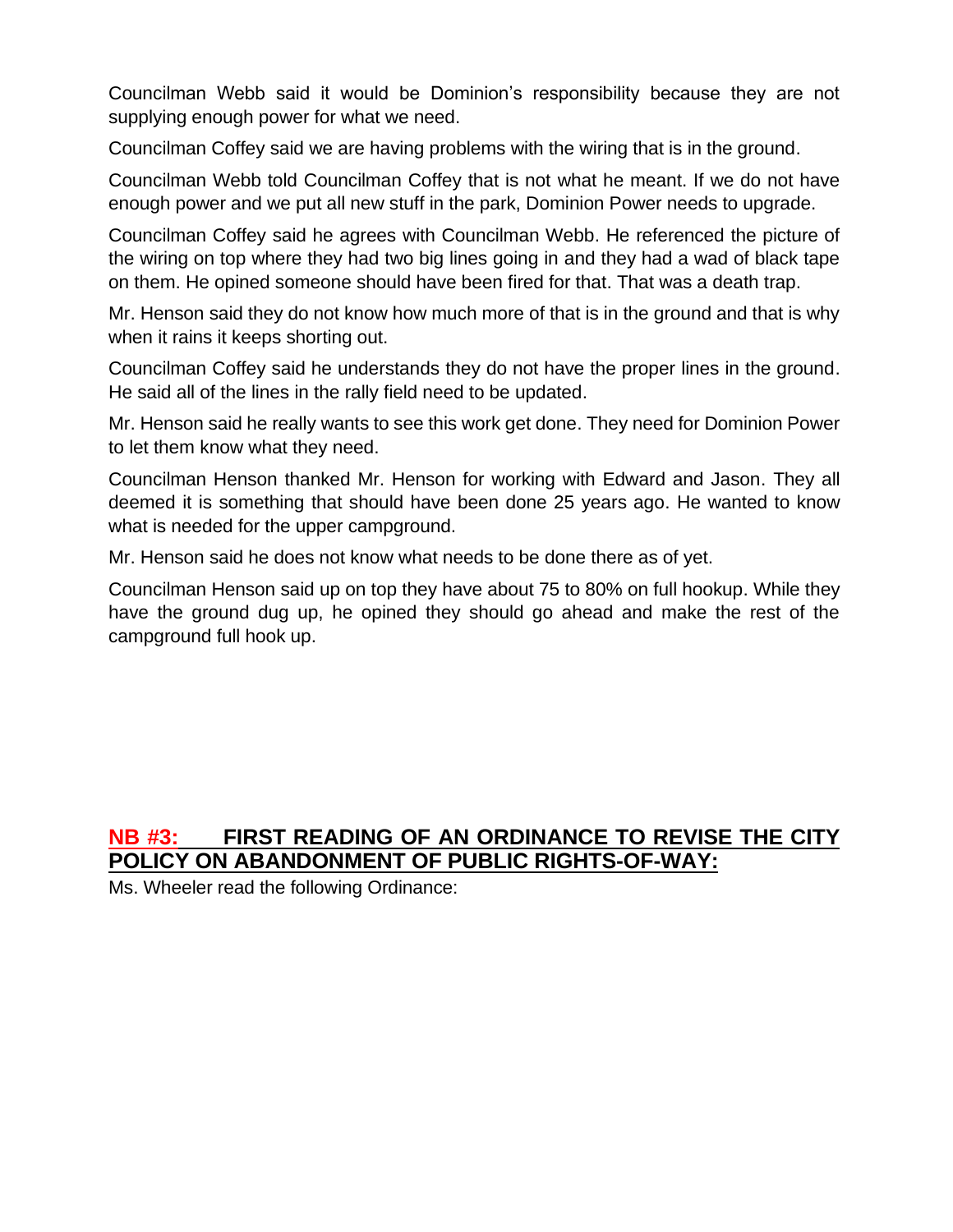Councilman Webb said it would be Dominion's responsibility because they are not supplying enough power for what we need.

Councilman Coffey said we are having problems with the wiring that is in the ground.

Councilman Webb told Councilman Coffey that is not what he meant. If we do not have enough power and we put all new stuff in the park, Dominion Power needs to upgrade.

Councilman Coffey said he agrees with Councilman Webb. He referenced the picture of the wiring on top where they had two big lines going in and they had a wad of black tape on them. He opined someone should have been fired for that. That was a death trap.

Mr. Henson said they do not know how much more of that is in the ground and that is why when it rains it keeps shorting out.

Councilman Coffey said he understands they do not have the proper lines in the ground. He said all of the lines in the rally field need to be updated.

Mr. Henson said he really wants to see this work get done. They need for Dominion Power to let them know what they need.

Councilman Henson thanked Mr. Henson for working with Edward and Jason. They all deemed it is something that should have been done 25 years ago. He wanted to know what is needed for the upper campground.

Mr. Henson said he does not know what needs to be done there as of yet.

Councilman Henson said up on top they have about 75 to 80% on full hookup. While they have the ground dug up, he opined they should go ahead and make the rest of the campground full hook up.

## NB #3: FIRST READING OF AN ORDINANCE TO REVISE THE CITY POLICY ON ABANDONMENT OF PUBLIC RIGHTS-OF-WAY:

Ms. Wheeler read the following Ordinance: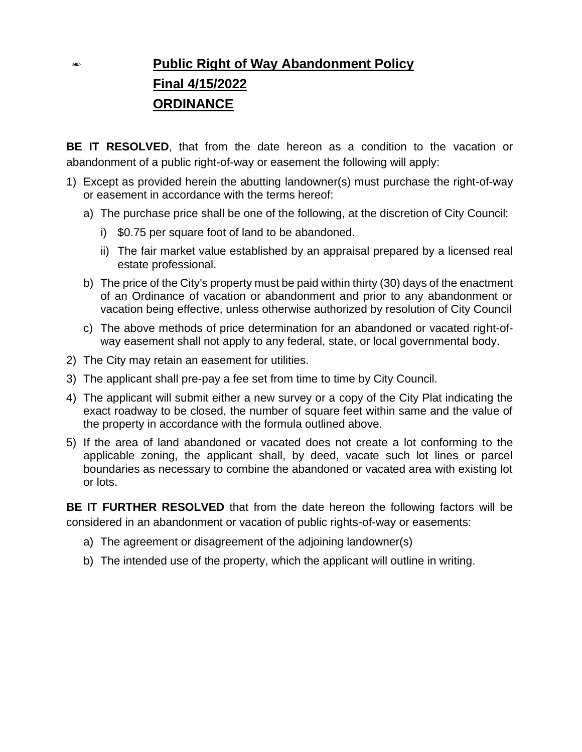# **Public Right of Way Abandonment Policy**

## **Final 4/15/2022**

## **ORDINANCE**

**BE IT RESOLVED**, that from the date hereon as a condition to the vacation or abandonment of a public right-of-way or easement the following will apply:

1) Except as provided herein the abutting landowner(s) must purchase the right-of-way or easement in accordance with the terms hereof:
   a) The purchase price shall be one of the following, at the discretion of City Council:
      i) $0.75 per square foot of land to be abandoned.
      ii) The fair market value established by an appraisal prepared by a licensed real estate professional.
   b) The price of the City's property must be paid within thirty (30) days of the enactment of an Ordinance of vacation or abandonment and prior to any abandonment or vacation being effective, unless otherwise authorized by resolution of City Council
   c) The above methods of price determination for an abandoned or vacated right-of-way easement shall not apply to any federal, state, or local governmental body.
2) The City may retain an easement for utilities.
3) The applicant shall pre-pay a fee set from time to time by City Council.
4) The applicant will submit either a new survey or a copy of the City Plat indicating the exact roadway to be closed, the number of square feet within same and the value of the property in accordance with the formula outlined above.
5) If the area of land abandoned or vacated does not create a lot conforming to the applicable zoning, the applicant shall, by deed, vacate such lot lines or parcel boundaries as necessary to combine the abandoned or vacated area with existing lot or lots.

**BE IT FURTHER RESOLVED** that from the date hereon the following factors will be considered in an abandonment or vacation of public rights-of-way or easements:

a) The agreement or disagreement of the adjoining landowner(s)
b) The intended use of the property, which the applicant will outline in writing.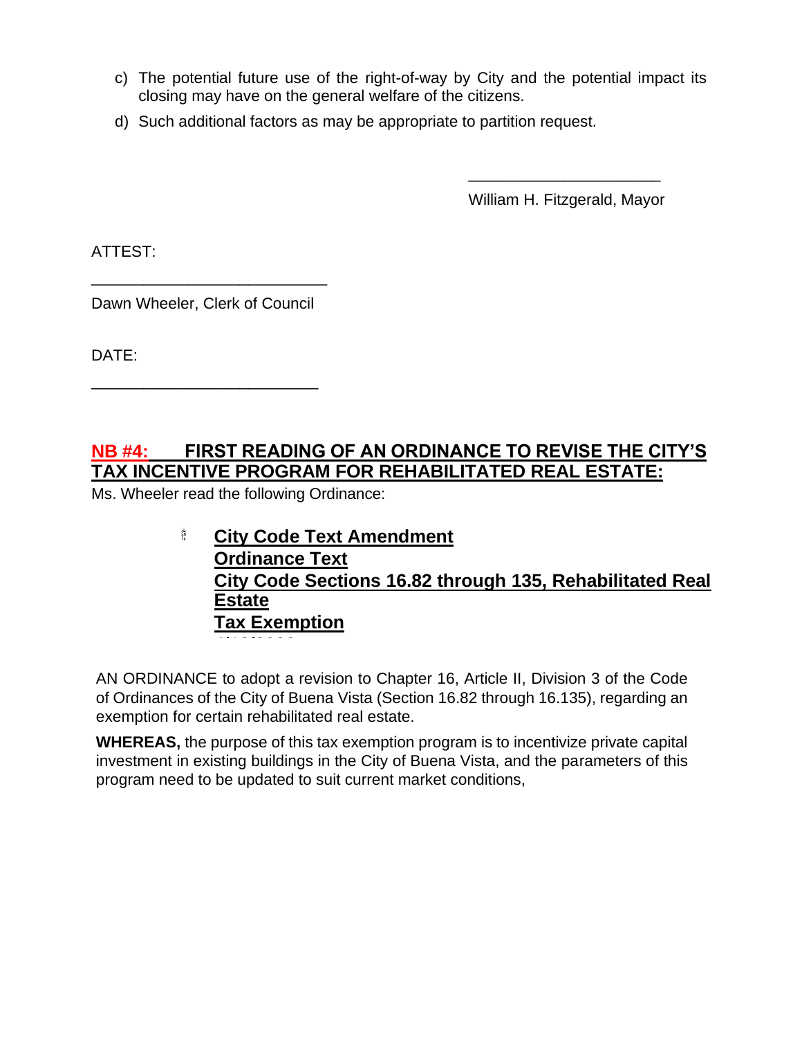c) The potential future use of the right-of-way by City and the potential impact its closing may have on the general welfare of the citizens.

d) Such additional factors as may be appropriate to partition request.

______________________

William H. Fitzgerald, Mayor

ATTEST:

___________________________

Dawn Wheeler, Clerk of Council

DATE:

__________________________

## NB #4: FIRST READING OF AN ORDINANCE TO REVISE THE CITY'S TAX INCENTIVE PROGRAM FOR REHABILITATED REAL ESTATE:

Ms. Wheeler read the following Ordinance:

**City Code Text Amendment**
**Ordinance Text**
**City Code Sections 16.82 through 135, Rehabilitated Real Estate**
**Tax Exemption**

AN ORDINANCE to adopt a revision to Chapter 16, Article II, Division 3 of the Code of Ordinances of the City of Buena Vista (Section 16.82 through 16.135), regarding an exemption for certain rehabilitated real estate.

**WHEREAS,** the purpose of this tax exemption program is to incentivize private capital investment in existing buildings in the City of Buena Vista, and the parameters of this program need to be updated to suit current market conditions,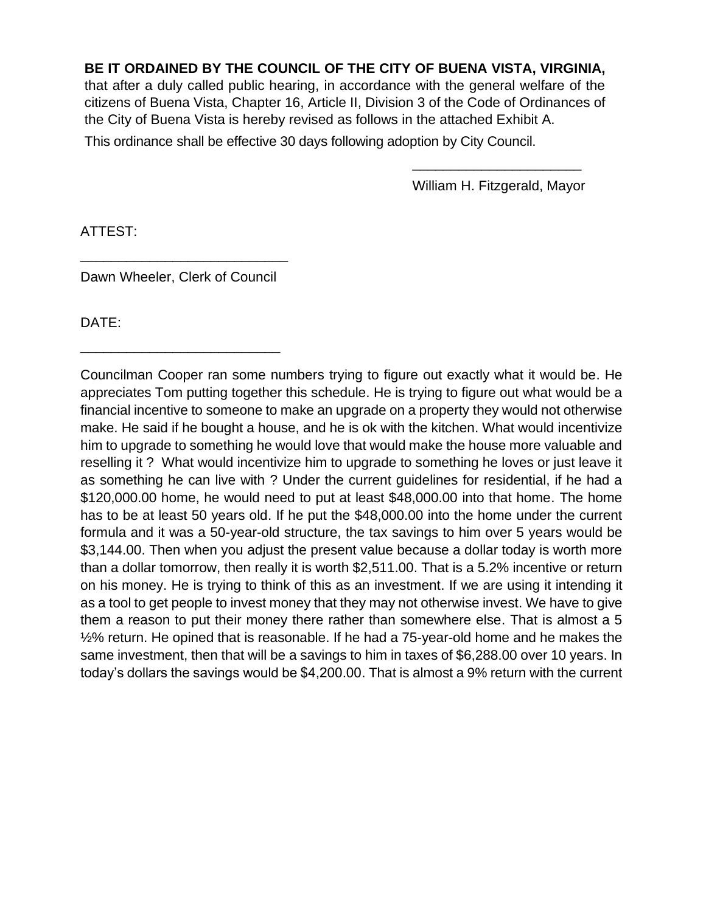**BE IT ORDAINED BY THE COUNCIL OF THE CITY OF BUENA VISTA, VIRGINIA,** that after a duly called public hearing, in accordance with the general welfare of the citizens of Buena Vista, Chapter 16, Article II, Division 3 of the Code of Ordinances of the City of Buena Vista is hereby revised as follows in the attached Exhibit A.

This ordinance shall be effective 30 days following adoption by City Council.

______________________
William H. Fitzgerald, Mayor

ATTEST:

___________________________
Dawn Wheeler, Clerk of Council

DATE:

__________________________

Councilman Cooper ran some numbers trying to figure out exactly what it would be. He appreciates Tom putting together this schedule. He is trying to figure out what would be a financial incentive to someone to make an upgrade on a property they would not otherwise make. He said if he bought a house, and he is ok with the kitchen. What would incentivize him to upgrade to something he would love that would make the house more valuable and reselling it ? What would incentivize him to upgrade to something he loves or just leave it as something he can live with ? Under the current guidelines for residential, if he had a \$120,000.00 home, he would need to put at least \$48,000.00 into that home. The home has to be at least 50 years old. If he put the \$48,000.00 into the home under the current formula and it was a 50-year-old structure, the tax savings to him over 5 years would be \$3,144.00. Then when you adjust the present value because a dollar today is worth more than a dollar tomorrow, then really it is worth \$2,511.00. That is a 5.2% incentive or return on his money. He is trying to think of this as an investment. If we are using it intending it as a tool to get people to invest money that they may not otherwise invest. We have to give them a reason to put their money there rather than somewhere else. That is almost a 5 ½% return. He opined that is reasonable. If he had a 75-year-old home and he makes the same investment, then that will be a savings to him in taxes of \$6,288.00 over 10 years. In today's dollars the savings would be \$4,200.00. That is almost a 9% return with the current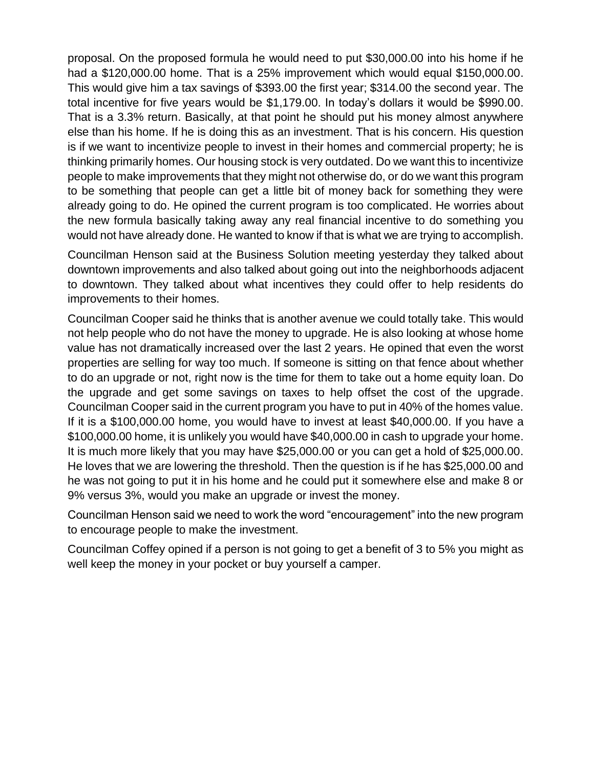proposal. On the proposed formula he would need to put $30,000.00 into his home if he had a $120,000.00 home. That is a 25% improvement which would equal $150,000.00. This would give him a tax savings of $393.00 the first year; $314.00 the second year. The total incentive for five years would be $1,179.00. In today's dollars it would be $990.00. That is a 3.3% return. Basically, at that point he should put his money almost anywhere else than his home. If he is doing this as an investment. That is his concern. His question is if we want to incentivize people to invest in their homes and commercial property; he is thinking primarily homes. Our housing stock is very outdated. Do we want this to incentivize people to make improvements that they might not otherwise do, or do we want this program to be something that people can get a little bit of money back for something they were already going to do. He opined the current program is too complicated. He worries about the new formula basically taking away any real financial incentive to do something you would not have already done. He wanted to know if that is what we are trying to accomplish.

Councilman Henson said at the Business Solution meeting yesterday they talked about downtown improvements and also talked about going out into the neighborhoods adjacent to downtown. They talked about what incentives they could offer to help residents do improvements to their homes.

Councilman Cooper said he thinks that is another avenue we could totally take. This would not help people who do not have the money to upgrade. He is also looking at whose home value has not dramatically increased over the last 2 years. He opined that even the worst properties are selling for way too much. If someone is sitting on that fence about whether to do an upgrade or not, right now is the time for them to take out a home equity loan. Do the upgrade and get some savings on taxes to help offset the cost of the upgrade. Councilman Cooper said in the current program you have to put in 40% of the homes value. If it is a $100,000.00 home, you would have to invest at least $40,000.00. If you have a $100,000.00 home, it is unlikely you would have $40,000.00 in cash to upgrade your home. It is much more likely that you may have $25,000.00 or you can get a hold of $25,000.00. He loves that we are lowering the threshold. Then the question is if he has $25,000.00 and he was not going to put it in his home and he could put it somewhere else and make 8 or 9% versus 3%, would you make an upgrade or invest the money.

Councilman Henson said we need to work the word "encouragement" into the new program to encourage people to make the investment.

Councilman Coffey opined if a person is not going to get a benefit of 3 to 5% you might as well keep the money in your pocket or buy yourself a camper.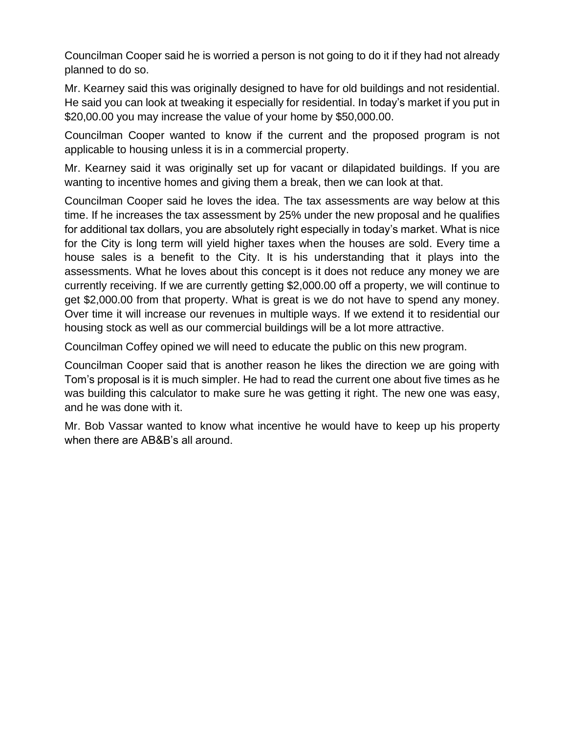Councilman Cooper said he is worried a person is not going to do it if they had not already planned to do so.

Mr. Kearney said this was originally designed to have for old buildings and not residential. He said you can look at tweaking it especially for residential. In today's market if you put in $20,00.00 you may increase the value of your home by $50,000.00.

Councilman Cooper wanted to know if the current and the proposed program is not applicable to housing unless it is in a commercial property.

Mr. Kearney said it was originally set up for vacant or dilapidated buildings. If you are wanting to incentive homes and giving them a break, then we can look at that.

Councilman Cooper said he loves the idea. The tax assessments are way below at this time. If he increases the tax assessment by 25% under the new proposal and he qualifies for additional tax dollars, you are absolutely right especially in today's market. What is nice for the City is long term will yield higher taxes when the houses are sold. Every time a house sales is a benefit to the City. It is his understanding that it plays into the assessments. What he loves about this concept is it does not reduce any money we are currently receiving. If we are currently getting $2,000.00 off a property, we will continue to get $2,000.00 from that property. What is great is we do not have to spend any money. Over time it will increase our revenues in multiple ways. If we extend it to residential our housing stock as well as our commercial buildings will be a lot more attractive.

Councilman Coffey opined we will need to educate the public on this new program.

Councilman Cooper said that is another reason he likes the direction we are going with Tom's proposal is it is much simpler. He had to read the current one about five times as he was building this calculator to make sure he was getting it right. The new one was easy, and he was done with it.

Mr. Bob Vassar wanted to know what incentive he would have to keep up his property when there are AB&B's all around.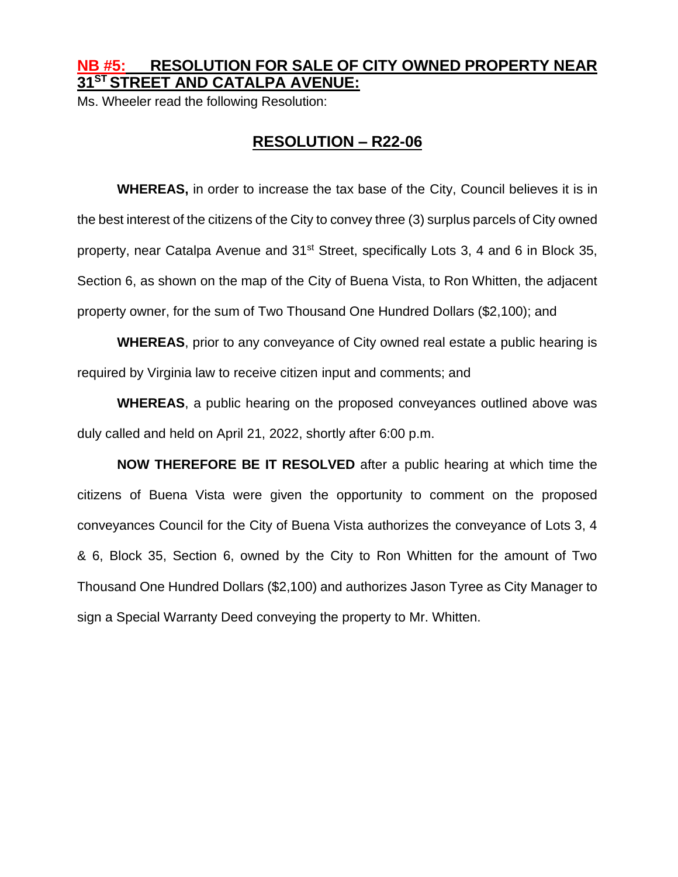## NB #5: RESOLUTION FOR SALE OF CITY OWNED PROPERTY NEAR 31ST STREET AND CATALPA AVENUE:

Ms. Wheeler read the following Resolution:

## RESOLUTION – R22-06

**WHEREAS,** in order to increase the tax base of the City, Council believes it is in the best interest of the citizens of the City to convey three (3) surplus parcels of City owned property, near Catalpa Avenue and 31st Street, specifically Lots 3, 4 and 6 in Block 35, Section 6, as shown on the map of the City of Buena Vista, to Ron Whitten, the adjacent property owner, for the sum of Two Thousand One Hundred Dollars ($2,100); and

**WHEREAS**, prior to any conveyance of City owned real estate a public hearing is required by Virginia law to receive citizen input and comments; and

**WHEREAS**, a public hearing on the proposed conveyances outlined above was duly called and held on April 21, 2022, shortly after 6:00 p.m.

**NOW THEREFORE BE IT RESOLVED** after a public hearing at which time the citizens of Buena Vista were given the opportunity to comment on the proposed conveyances Council for the City of Buena Vista authorizes the conveyance of Lots 3, 4 & 6, Block 35, Section 6, owned by the City to Ron Whitten for the amount of Two Thousand One Hundred Dollars ($2,100) and authorizes Jason Tyree as City Manager to sign a Special Warranty Deed conveying the property to Mr. Whitten.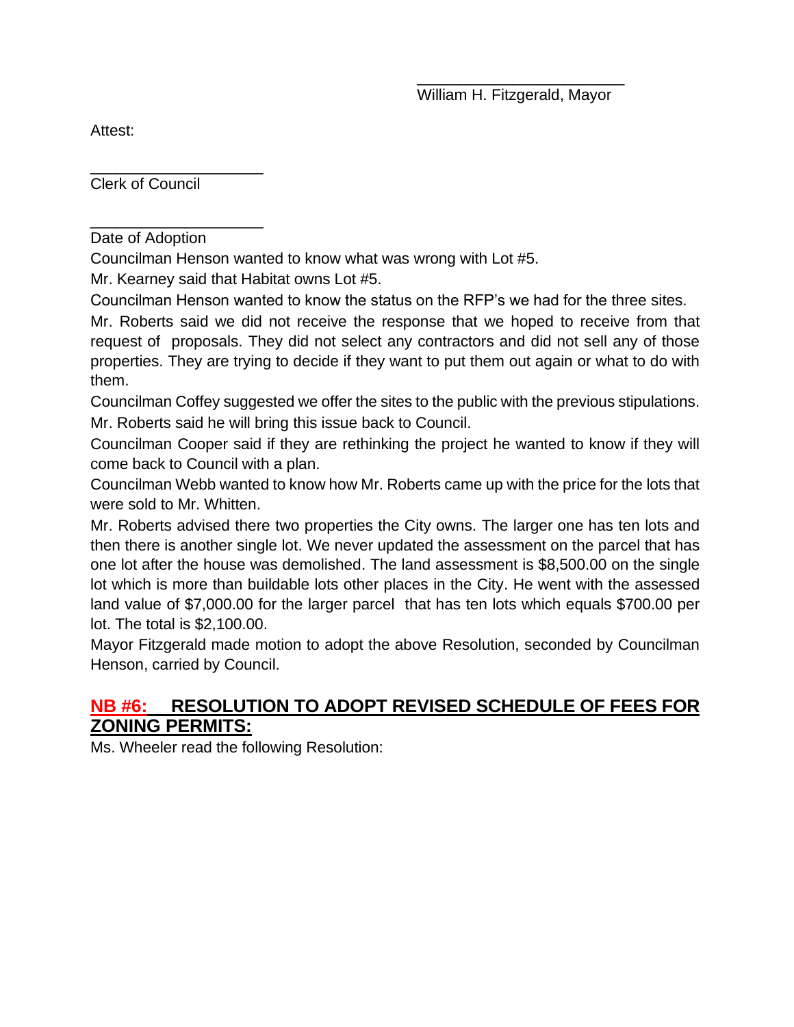\_\_\_\_\_\_\_\_\_\_\_\_\_\_\_\_\_\_\_\_\_\_\_\_

William H. Fitzgerald, Mayor

Attest:

\_\_\_\_\_\_\_\_\_\_\_\_\_\_\_\_\_\_\_\_\_\_

Clerk of Council

\_\_\_\_\_\_\_\_\_\_\_\_\_\_\_\_\_\_\_\_\_\_

Date of Adoption

Councilman Henson wanted to know what was wrong with Lot #5.

Mr. Kearney said that Habitat owns Lot #5.

Councilman Henson wanted to know the status on the RFP's we had for the three sites.

Mr. Roberts said we did not receive the response that we hoped to receive from that request of proposals. They did not select any contractors and did not sell any of those properties. They are trying to decide if they want to put them out again or what to do with them.

Councilman Coffey suggested we offer the sites to the public with the previous stipulations.

Mr. Roberts said he will bring this issue back to Council.

Councilman Cooper said if they are rethinking the project he wanted to know if they will come back to Council with a plan.

Councilman Webb wanted to know how Mr. Roberts came up with the price for the lots that were sold to Mr. Whitten.

Mr. Roberts advised there two properties the City owns. The larger one has ten lots and then there is another single lot. We never updated the assessment on the parcel that has one lot after the house was demolished. The land assessment is $8,500.00 on the single lot which is more than buildable lots other places in the City. He went with the assessed land value of $7,000.00 for the larger parcel that has ten lots which equals $700.00 per lot. The total is $2,100.00.

Mayor Fitzgerald made motion to adopt the above Resolution, seconded by Councilman Henson, carried by Council.

## NB #6: RESOLUTION TO ADOPT REVISED SCHEDULE OF FEES FOR ZONING PERMITS:

Ms. Wheeler read the following Resolution: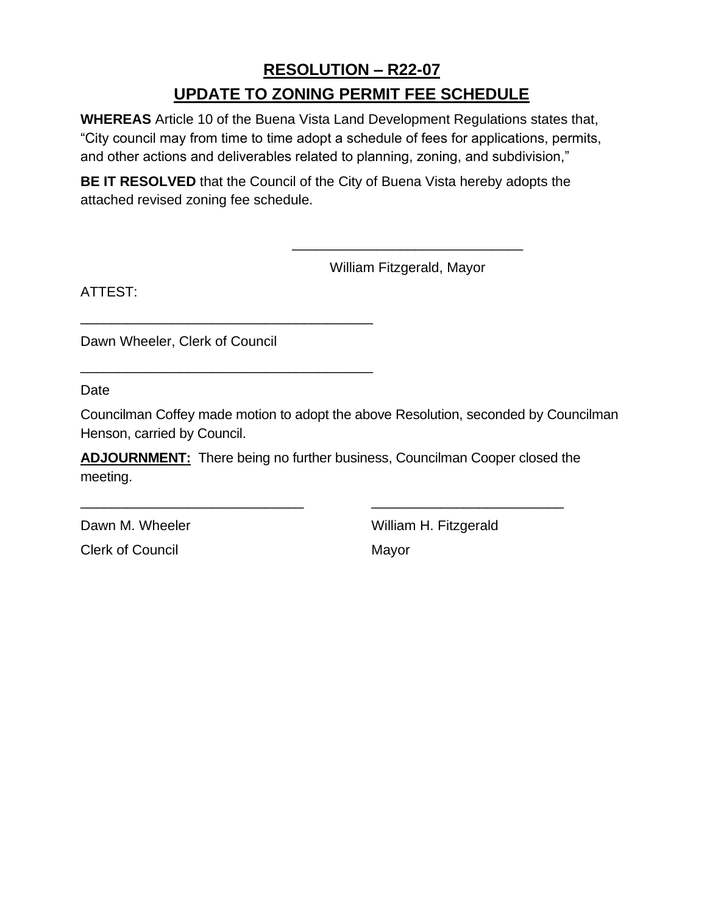# RESOLUTION – R22-07

## UPDATE TO ZONING PERMIT FEE SCHEDULE

**WHEREAS** Article 10 of the Buena Vista Land Development Regulations states that, "City council may from time to time adopt a schedule of fees for applications, permits, and other actions and deliverables related to planning, zoning, and subdivision,"

**BE IT RESOLVED** that the Council of the City of Buena Vista hereby adopts the attached revised zoning fee schedule.

______________________________
William Fitzgerald, Mayor

ATTEST:

______________________________________
Dawn Wheeler, Clerk of Council

______________________________________
Date

Councilman Coffey made motion to adopt the above Resolution, seconded by Councilman Henson, carried by Council.

**ADJOURNMENT:** There being no further business, Councilman Cooper closed the meeting.

_____________________________
Dawn M. Wheeler
Clerk of Council

_________________________
William H. Fitzgerald
Mayor